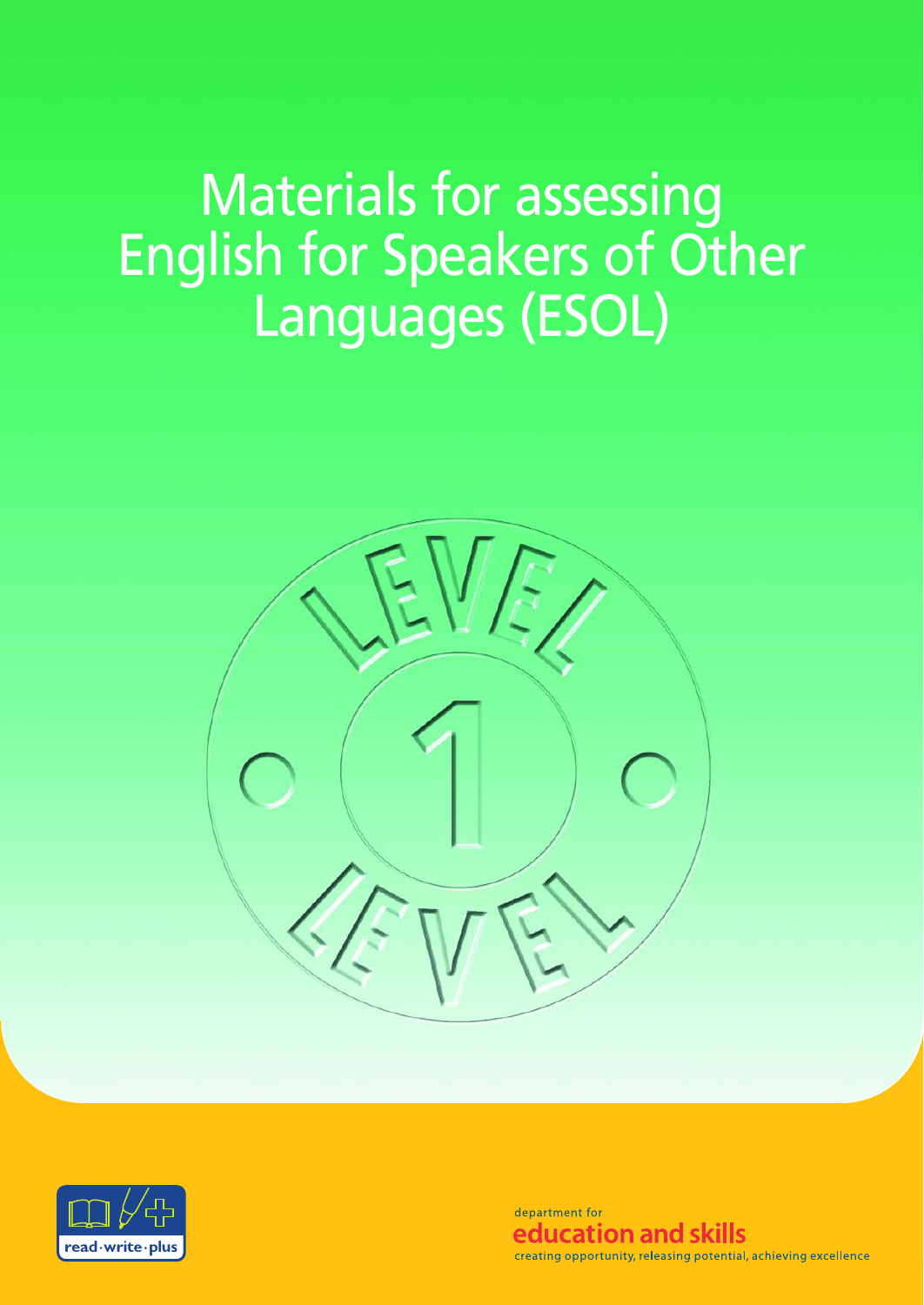# Materials for assessing English for Speakers of Other Languages (ESOL)

LEVEL 1 LEVEL

read·write·plus

department for
**education and skills**
creating opportunity, releasing potential, achieving excellence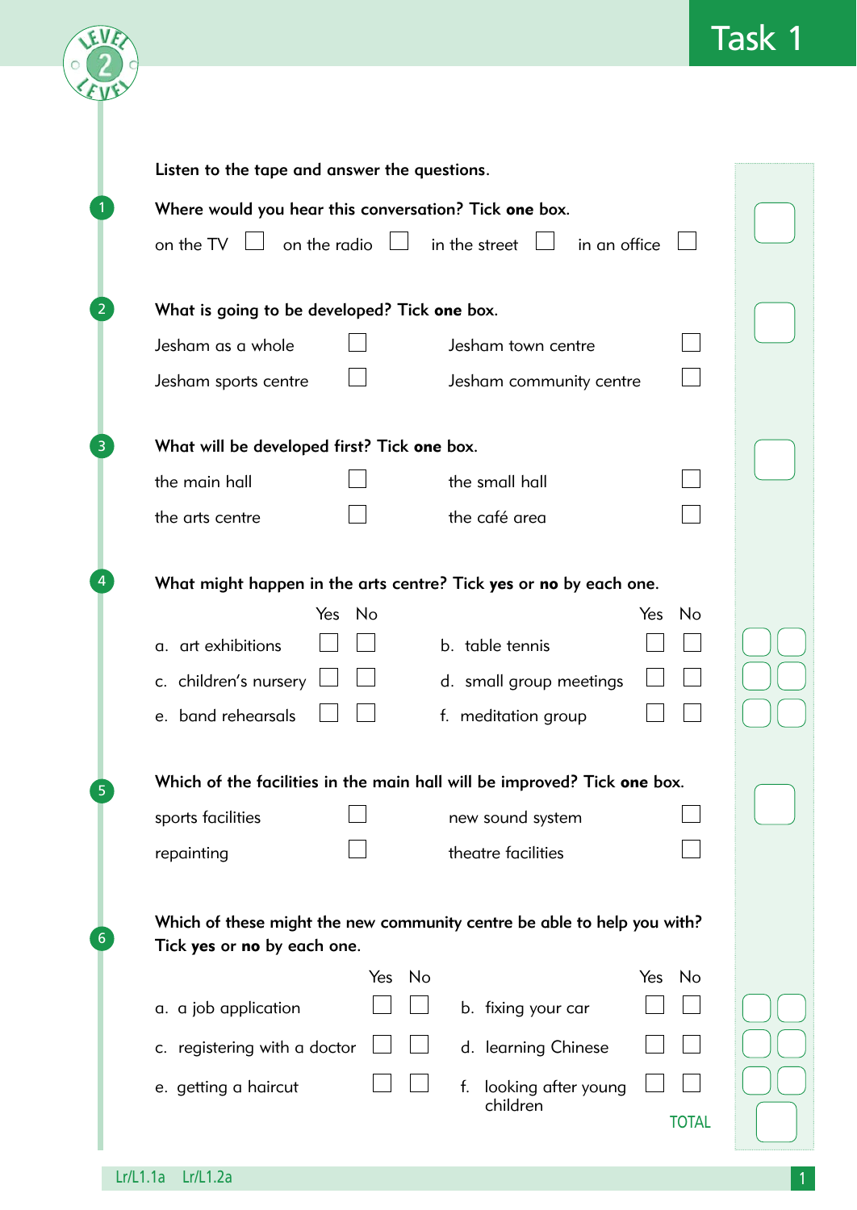# Task 1

Listen to the tape and answer the questions.

**1** Where would you hear this conversation? Tick **one** box.

on the TV ☐ on the radio ☐ in the street ☐ in an office ☐

**2** What is going to be developed? Tick **one** box.

| | | | |
|---|---|---|---|
| Jesham as a whole | ☐ | Jesham town centre | ☐ |
| Jesham sports centre | ☐ | Jesham community centre | ☐ |

**3** What will be developed first? Tick **one** box.

| | | | |
|---|---|---|---|
| the main hall | ☐ | the small hall | ☐ |
| the arts centre | ☐ | the café area | ☐ |

**4** What might happen in the arts centre? Tick **yes** or **no** by each one.

| | Yes | No | | Yes | No |
|---|---|---|---|---|---|
| a. art exhibitions | ☐ | ☐ | b. table tennis | ☐ | ☐ |
| c. children's nursery | ☐ | ☐ | d. small group meetings | ☐ | ☐ |
| e. band rehearsals | ☐ | ☐ | f. meditation group | ☐ | ☐ |

**5** Which of the facilities in the main hall will be improved? Tick **one** box.

| | | | |
|---|---|---|---|
| sports facilities | ☐ | new sound system | ☐ |
| repainting | ☐ | theatre facilities | ☐ |

**6** Which of these might the new community centre be able to help you with? Tick **yes** or **no** by each one.

| | Yes | No | | Yes | No |
|---|---|---|---|---|---|
| a. a job application | ☐ | ☐ | b. fixing your car | ☐ | ☐ |
| c. registering with a doctor | ☐ | ☐ | d. learning Chinese | ☐ | ☐ |
| e. getting a haircut | ☐ | ☐ | f. looking after young children | ☐ | ☐ |

TOTAL

Lr/L1.1a Lr/L1.2a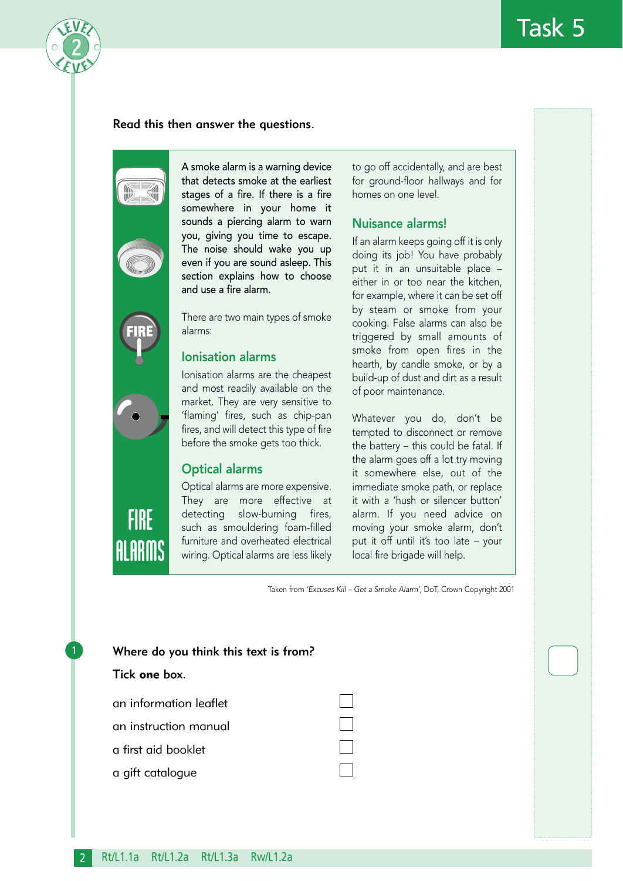# Task 5

**Read this then answer the questions.**

## FIRE ALARMS

A smoke alarm is a warning device that detects smoke at the earliest stages of a fire. If there is a fire somewhere in your home it sounds a piercing alarm to warn you, giving you time to escape. The noise should wake you up even if you are sound asleep. This section explains how to choose and use a fire alarm.

There are two main types of smoke alarms:

### Ionisation alarms

Ionisation alarms are the cheapest and most readily available on the market. They are very sensitive to 'flaming' fires, such as chip-pan fires, and will detect this type of fire before the smoke gets too thick.

### Optical alarms

Optical alarms are more expensive. They are more effective at detecting slow-burning fires, such as smouldering foam-filled furniture and overheated electrical wiring. Optical alarms are less likely to go off accidentally, and are best for ground-floor hallways and for homes on one level.

### Nuisance alarms!

If an alarm keeps going off it is only doing its job! You have probably put it in an unsuitable place – either in or too near the kitchen, for example, where it can be set off by steam or smoke from your cooking. False alarms can also be triggered by small amounts of smoke from open fires in the hearth, by candle smoke, or by a build-up of dust and dirt as a result of poor maintenance.

Whatever you do, don't be tempted to disconnect or remove the battery – this could be fatal. If the alarm goes off a lot try moving it somewhere else, out of the immediate smoke path, or replace it with a 'hush or silencer button' alarm. If you need advice on moving your smoke alarm, don't put it off until it's too late – your local fire brigade will help.

Taken from *'Excuses Kill – Get a Smoke Alarm'*, DoT, Crown Copyright 2001

**1** **Where do you think this text is from?**

**Tick one box.**

- an information leaflet ☐
- an instruction manual ☐
- a first aid booklet ☐
- a gift catalogue ☐

Rt/L1.1a Rt/L2.2a Rt/L1.3a Rw/L1.2a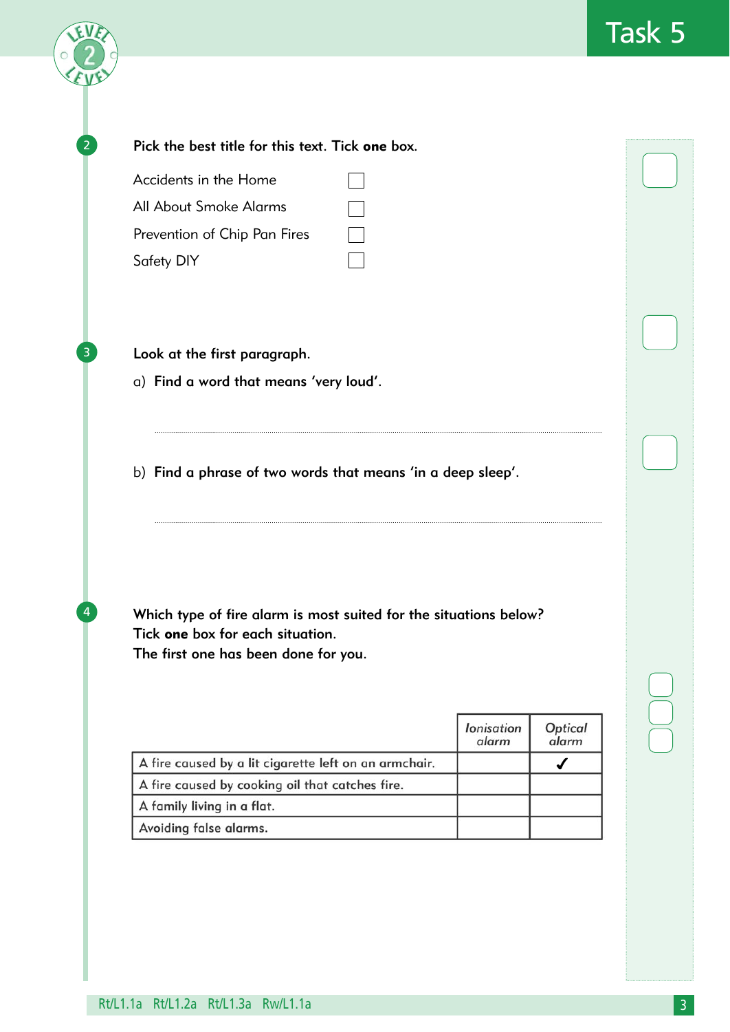## Task 5

**2** **Pick the best title for this text. Tick one box.**

- Accidents in the Home ☐
- All About Smoke Alarms ☐
- Prevention of Chip Pan Fires ☐
- Safety DIY ☐

**3** **Look at the first paragraph.**

a) **Find a word that means 'very loud'.**

..............................................................................................................

b) **Find a phrase of two words that means 'in a deep sleep'.**

..............................................................................................................

**4** **Which type of fire alarm is most suited for the situations below?**
**Tick one box for each situation.**
**The first one has been done for you.**

| | *Ionisation alarm* | *Optical alarm* |
|---|---|---|
| A fire caused by a lit cigarette left on an armchair. | | ✓ |
| A fire caused by cooking oil that catches fire. | | |
| A family living in a flat. | | |
| Avoiding false alarms. | | |

Rt/L1.1a Rt/L1.2a Rt/L1.3a Rw/L1.1a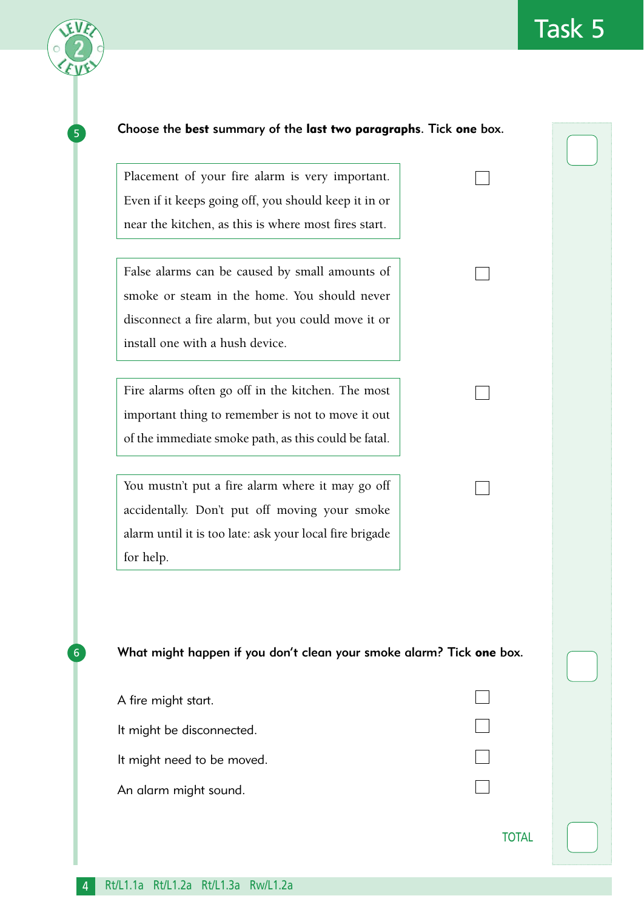## Task 5

**5** Choose the **best** summary of the **last two paragraphs**. Tick **one** box.

- [ ] Placement of your fire alarm is very important. Even if it keeps going off, you should keep it in or near the kitchen, as this is where most fires start.
- [ ] False alarms can be caused by small amounts of smoke or steam in the home. You should never disconnect a fire alarm, but you could move it or install one with a hush device.
- [ ] Fire alarms often go off in the kitchen. The most important thing to remember is not to move it out of the immediate smoke path, as this could be fatal.
- [ ] You mustn't put a fire alarm where it may go off accidentally. Don't put off moving your smoke alarm until it is too late: ask your local fire brigade for help.

**6** What might happen if you don't clean your smoke alarm? Tick **one** box.

- [ ] A fire might start.
- [ ] It might be disconnected.
- [ ] It might need to be moved.
- [ ] An alarm might sound.

TOTAL

Rt/L1.1a Rt/L1.2a Rt/L1.3a Rw/L1.2a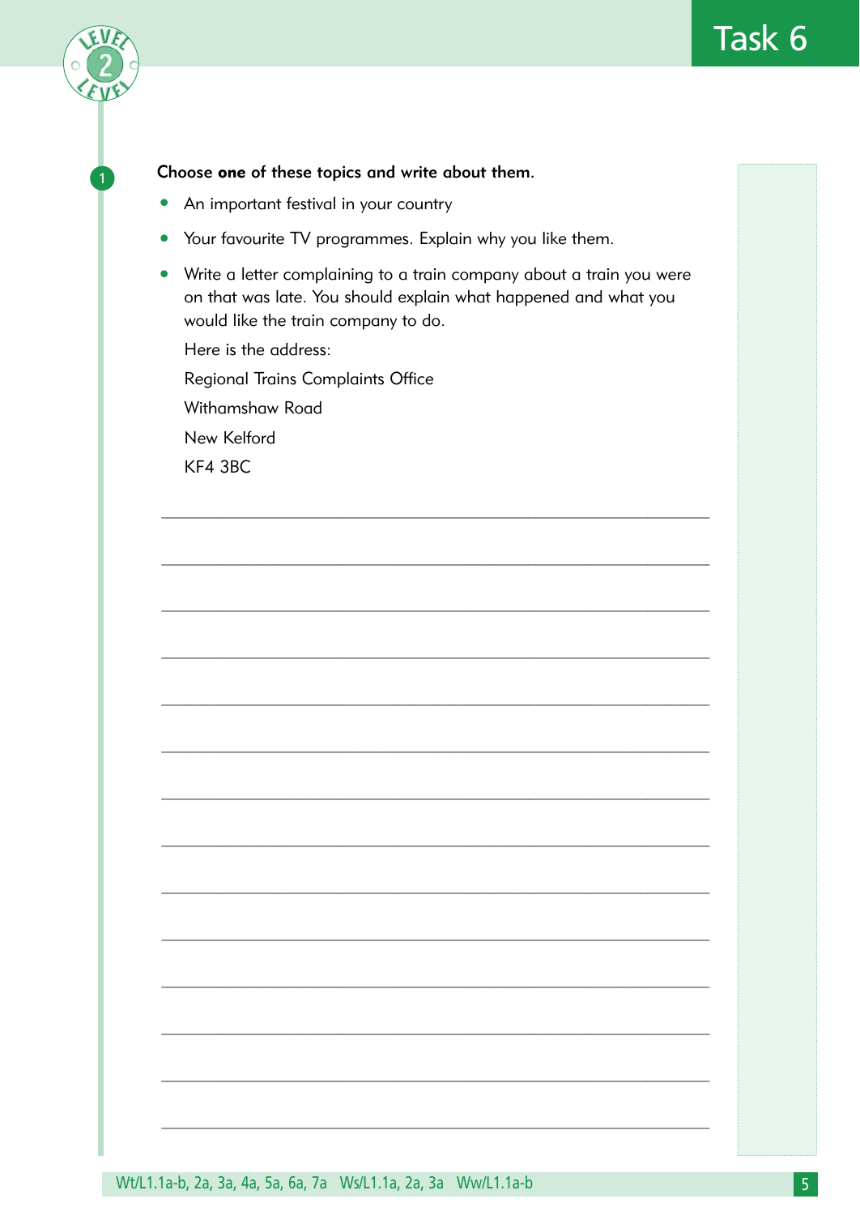# Task 6

1. **Choose one of these topics and write about them.**

- An important festival in your country
- Your favourite TV programmes. Explain why you like them.
- Write a letter complaining to a train company about a train you were on that was late. You should explain what happened and what you would like the train company to do.

  Here is the address:

  Regional Trains Complaints Office

  Withamshaw Road

  New Kelford

  KF4 3BC

______________________________________________________________________

______________________________________________________________________

______________________________________________________________________

______________________________________________________________________

______________________________________________________________________

______________________________________________________________________

______________________________________________________________________

______________________________________________________________________

______________________________________________________________________

______________________________________________________________________

______________________________________________________________________

______________________________________________________________________

______________________________________________________________________

______________________________________________________________________

Wt/L1.1a-b, 2a, 3a, 4a, 5a, 6a, 7a Ws/L1.1a, 2a, 3a Ww/L1.1a-b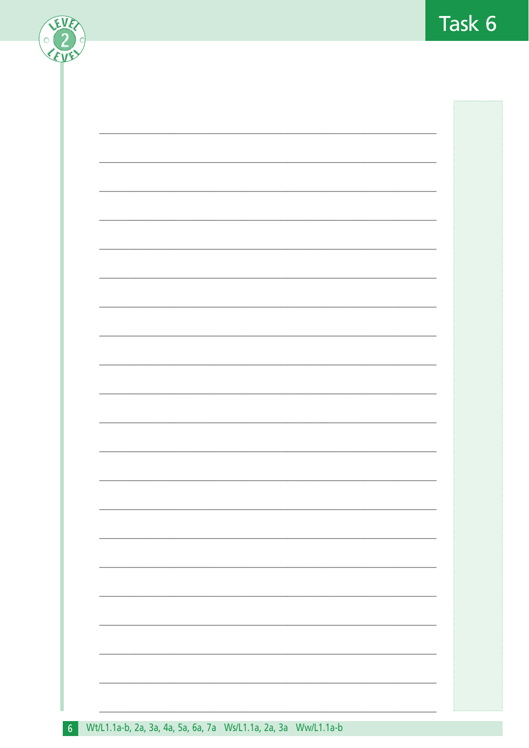# Task 6

Wt/L1.1a-b, 2a, 3a, 4a, 5a, 6a, 7a   Ws/L1.1a, 2a, 3a   Ww/L1.1a-b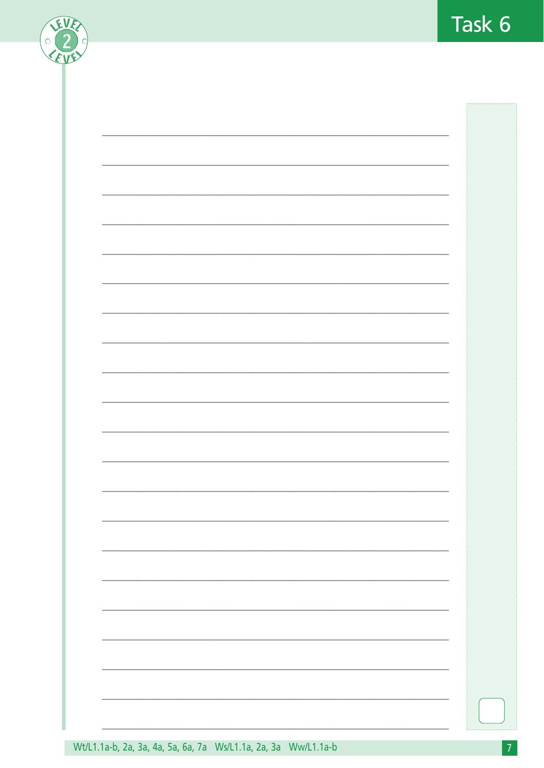# Task 6

Wt/L1.1a-b, 2a, 3a, 4a, 5a, 6a, 7a Ws/L1.1a, 2a, 3a Ww/L1.1a-b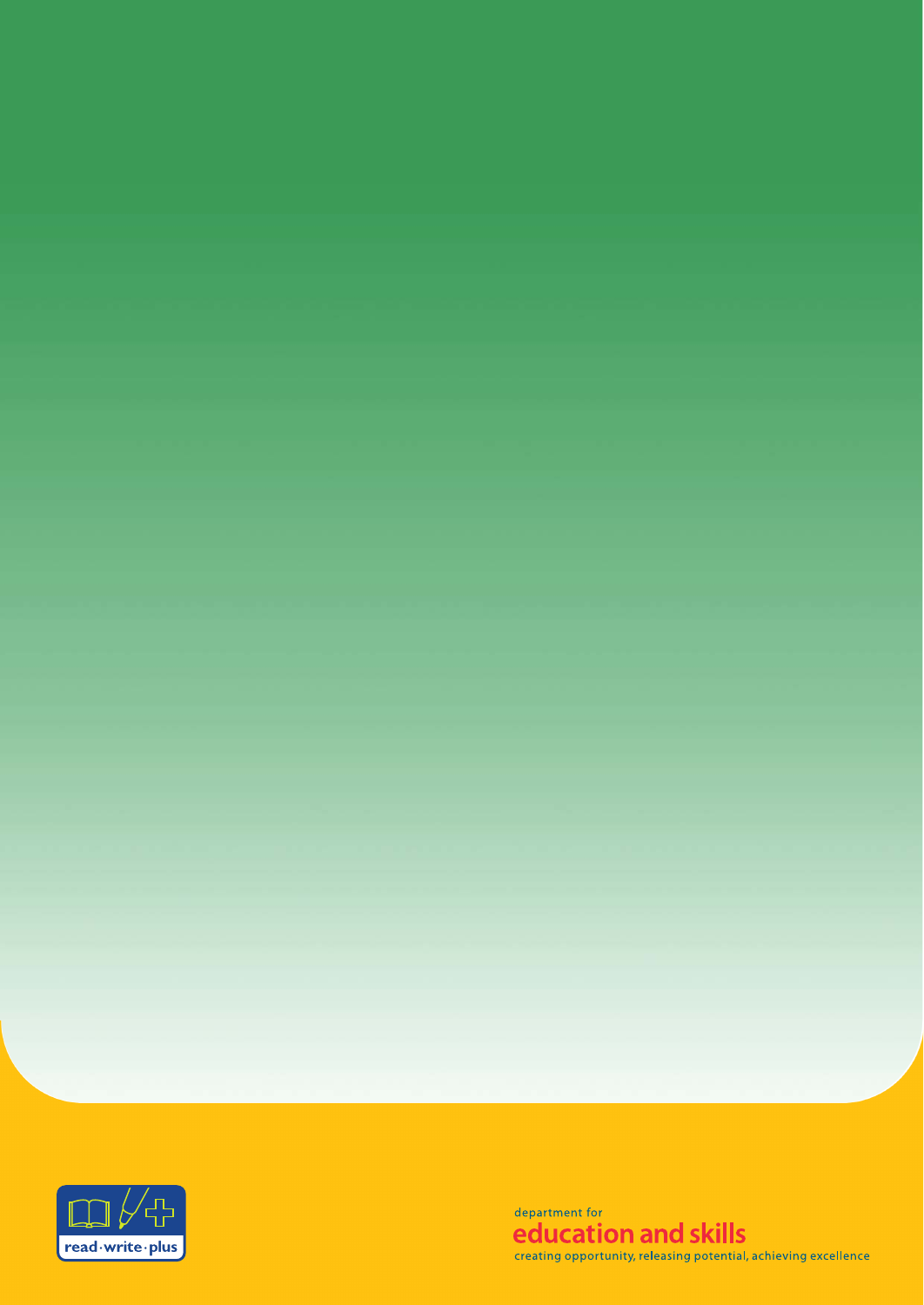read·write·plus

department for
education and skills
creating opportunity, releasing potential, achieving excellence